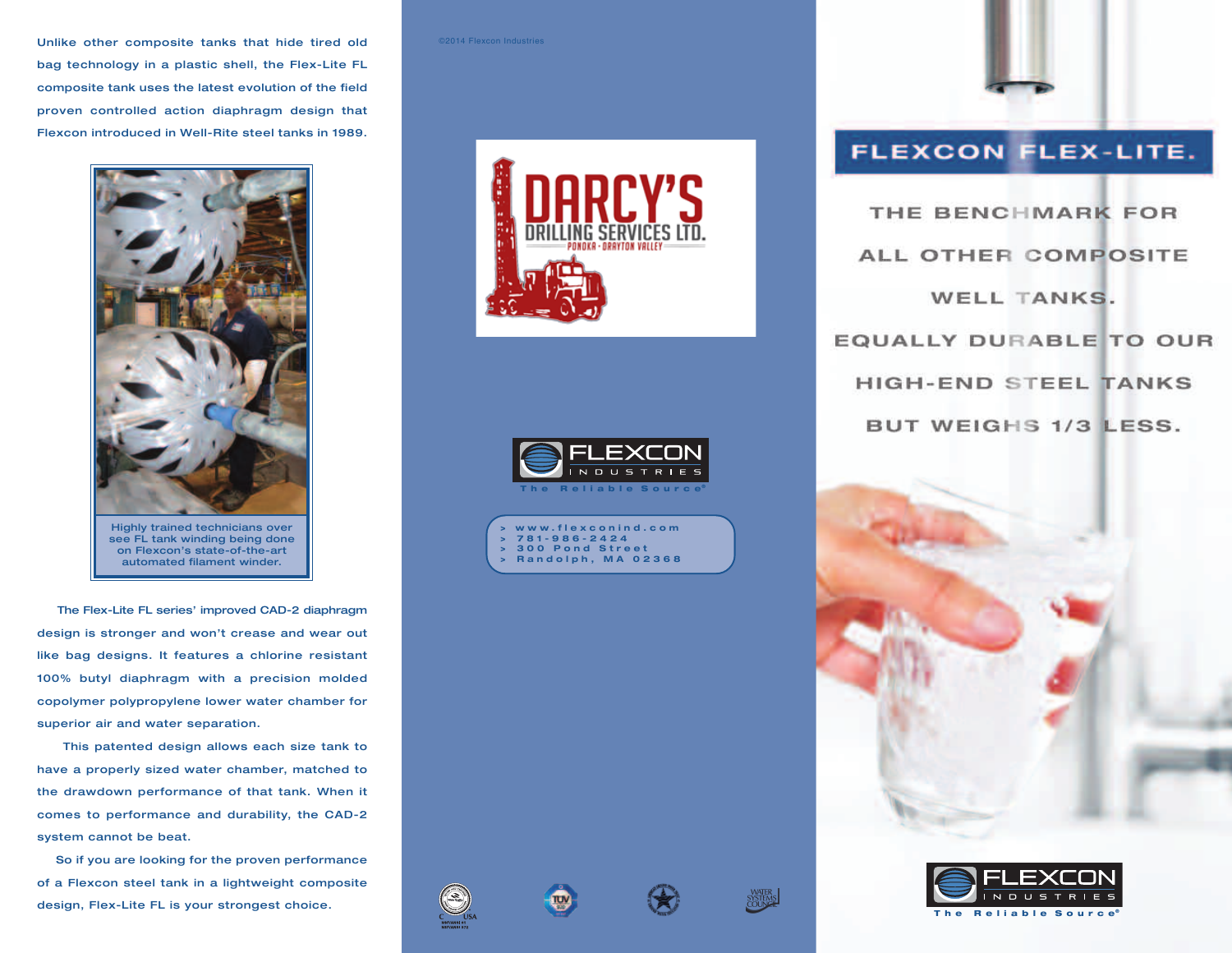Unlike other composite tanks that hide tired old bag technology in a plastic shell, the Flex-Lite FL composite tank uses the latest evolution of the field proven controlled action diaphragm design that Flexcon introduced in Well-Rite steel tanks in 1989.

Highly trained technicians over see FL tank winding being done on Flexcon's state-of-the-art automated filament winder.

The Flex-Lite FL series' improved CAD-2 diaphragm design is stronger and won't crease and wear out like bag designs. It features a chlorine resistant 100% butyl diaphragm with a precision molded copolymer polypropylene lower water chamber for superior air and water separation.

This patented design allows each size tank to have a properly sized water chamber, matched to the drawdown performance of that tank. When it comes to performance and durability, the CAD-2 system cannot be beat.

So if you are looking for the proven performance of a Flexcon steel tank in a lightweight composite design, Flex-Lite FL is your strongest choice.

©2014 Flexcon Industries

DARCY'S DRILLING SERVICES LTD.
PONOKA • DRAYTON VALLEY

FLEXCON INDUSTRIES
The Reliable Source®

> www.flexconind.com
> 781-986-2424
> 300 Pond Street
> Randolph, MA 02368

# FLEXCON FLEX-LITE.

THE BENCHMARK FOR ALL OTHER COMPOSITE WELL TANKS.

EQUALLY DURABLE TO OUR HIGH-END STEEL TANKS BUT WEIGHS 1/3 LESS.

FLEXCON INDUSTRIES
The Reliable Source®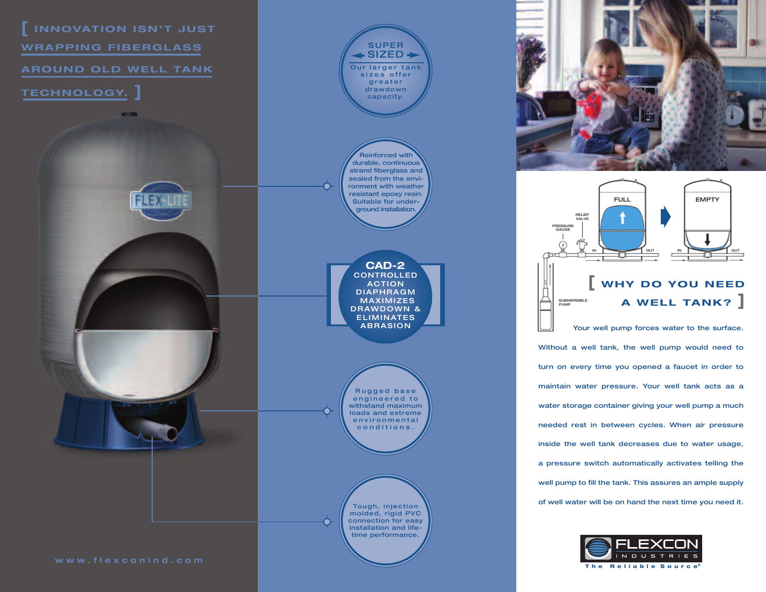# [ INNOVATION ISN'T JUST WRAPPING FIBERGLASS AROUND OLD WELL TANK TECHNOLOGY. ]

www.flexconind.com

**SUPER SIZED**

Our larger tank sizes offer greater drawdown capacity.

Reinforced with durable, continuous strand fiberglass and sealed from the environment with weather resistant epoxy resin. Suitable for underground installation.

**CAD-2 CONTROLLED ACTION DIAPHRAGM MAXIMIZES DRAWDOWN & ELIMINATES ABRASION**

Rugged base engineered to withstand maximum loads and extreme environmental conditions.

Tough, injection molded, rigid PVC connection for easy installation and lifetime performance.

FULL
EMPTY
RELIEF VALVE
PRESSURE GAUGE
IN
OUT
SUBMERSIBLE PUMP

## [ WHY DO YOU NEED A WELL TANK? ]

Your well pump forces water to the surface. Without a well tank, the well pump would need to turn on every time you opened a faucet in order to maintain water pressure. Your well tank acts as a water storage container giving your well pump a much needed rest in between cycles. When air pressure inside the well tank decreases due to water usage, a pressure switch automatically activates telling the well pump to fill the tank. This assures an ample supply of well water will be on hand the next time you need it.

FLEXCON INDUSTRIES
The Reliable Source®